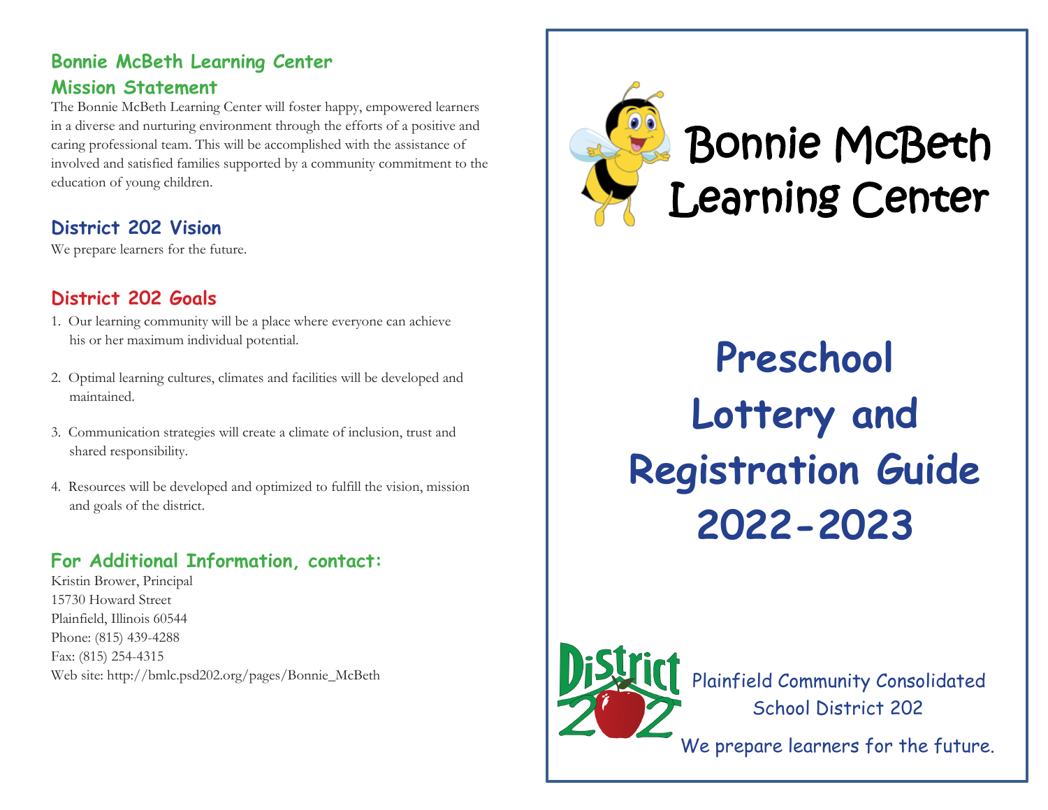## Bonnie McBeth Learning Center Mission Statement

The Bonnie McBeth Learning Center will foster happy, empowered learners in a diverse and nurturing environment through the efforts of a positive and caring professional team. This will be accomplished with the assistance of involved and satisfied families supported by a community commitment to the education of young children.

## District 202 Vision

We prepare learners for the future.

## District 202 Goals

1. Our learning community will be a place where everyone can achieve his or her maximum individual potential.
2. Optimal learning cultures, climates and facilities will be developed and maintained.
3. Communication strategies will create a climate of inclusion, trust and shared responsibility.
4. Resources will be developed and optimized to fulfill the vision, mission and goals of the district.

## For Additional Information, contact:

Kristin Brower, Principal
15730 Howard Street
Plainfield, Illinois 60544
Phone: (815) 439-4288
Fax: (815) 254-4315
Web site: http://bmlc.psd202.org/pages/Bonnie_McBeth

# Bonnie McBeth Learning Center

# Preschool Lottery and Registration Guide 2022-2023

District 202

Plainfield Community Consolidated School District 202

We prepare learners for the future.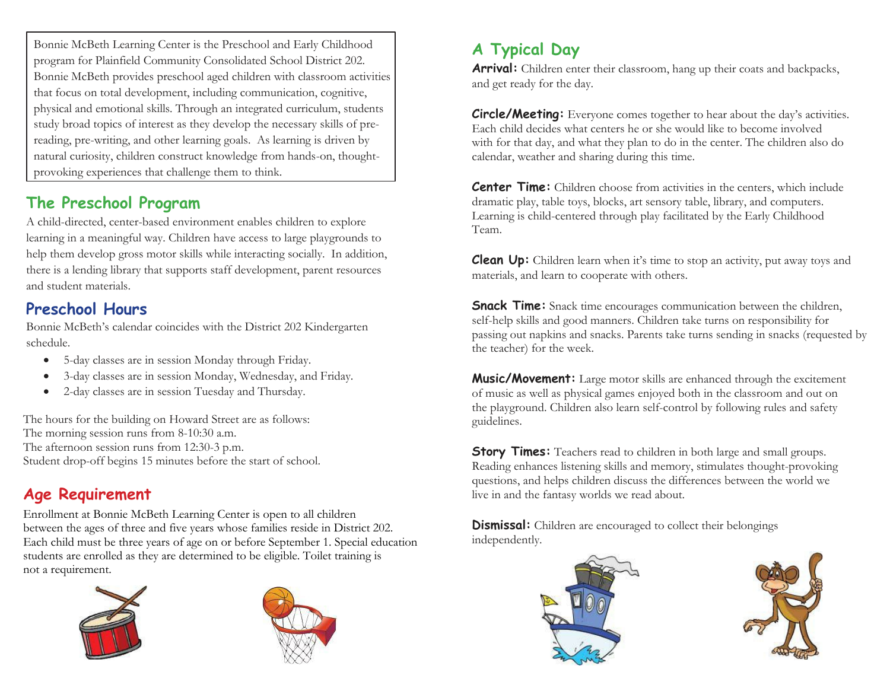Bonnie McBeth Learning Center is the Preschool and Early Childhood program for Plainfield Community Consolidated School District 202. Bonnie McBeth provides preschool aged children with classroom activities that focus on total development, including communication, cognitive, physical and emotional skills. Through an integrated curriculum, students study broad topics of interest as they develop the necessary skills of pre-reading, pre-writing, and other learning goals. As learning is driven by natural curiosity, children construct knowledge from hands-on, thought-provoking experiences that challenge them to think.

## The Preschool Program

A child-directed, center-based environment enables children to explore learning in a meaningful way. Children have access to large playgrounds to help them develop gross motor skills while interacting socially. In addition, there is a lending library that supports staff development, parent resources and student materials.

## Preschool Hours

Bonnie McBeth's calendar coincides with the District 202 Kindergarten schedule.

- 5-day classes are in session Monday through Friday.
- 3-day classes are in session Monday, Wednesday, and Friday.
- 2-day classes are in session Tuesday and Thursday.

The hours for the building on Howard Street are as follows:
The morning session runs from 8-10:30 a.m.
The afternoon session runs from 12:30-3 p.m.
Student drop-off begins 15 minutes before the start of school.

## Age Requirement

Enrollment at Bonnie McBeth Learning Center is open to all children between the ages of three and five years whose families reside in District 202. Each child must be three years of age on or before September 1. Special education students are enrolled as they are determined to be eligible. Toilet training is not a requirement.

## A Typical Day

**Arrival:** Children enter their classroom, hang up their coats and backpacks, and get ready for the day.

**Circle/Meeting:** Everyone comes together to hear about the day's activities. Each child decides what centers he or she would like to become involved with for that day, and what they plan to do in the center. The children also do calendar, weather and sharing during this time.

**Center Time:** Children choose from activities in the centers, which include dramatic play, table toys, blocks, art sensory table, library, and computers. Learning is child-centered through play facilitated by the Early Childhood Team.

**Clean Up:** Children learn when it's time to stop an activity, put away toys and materials, and learn to cooperate with others.

**Snack Time:** Snack time encourages communication between the children, self-help skills and good manners. Children take turns on responsibility for passing out napkins and snacks. Parents take turns sending in snacks (requested by the teacher) for the week.

**Music/Movement:** Large motor skills are enhanced through the excitement of music as well as physical games enjoyed both in the classroom and out on the playground. Children also learn self-control by following rules and safety guidelines.

**Story Times:** Teachers read to children in both large and small groups. Reading enhances listening skills and memory, stimulates thought-provoking questions, and helps children discuss the differences between the world we live in and the fantasy worlds we read about.

**Dismissal:** Children are encouraged to collect their belongings independently.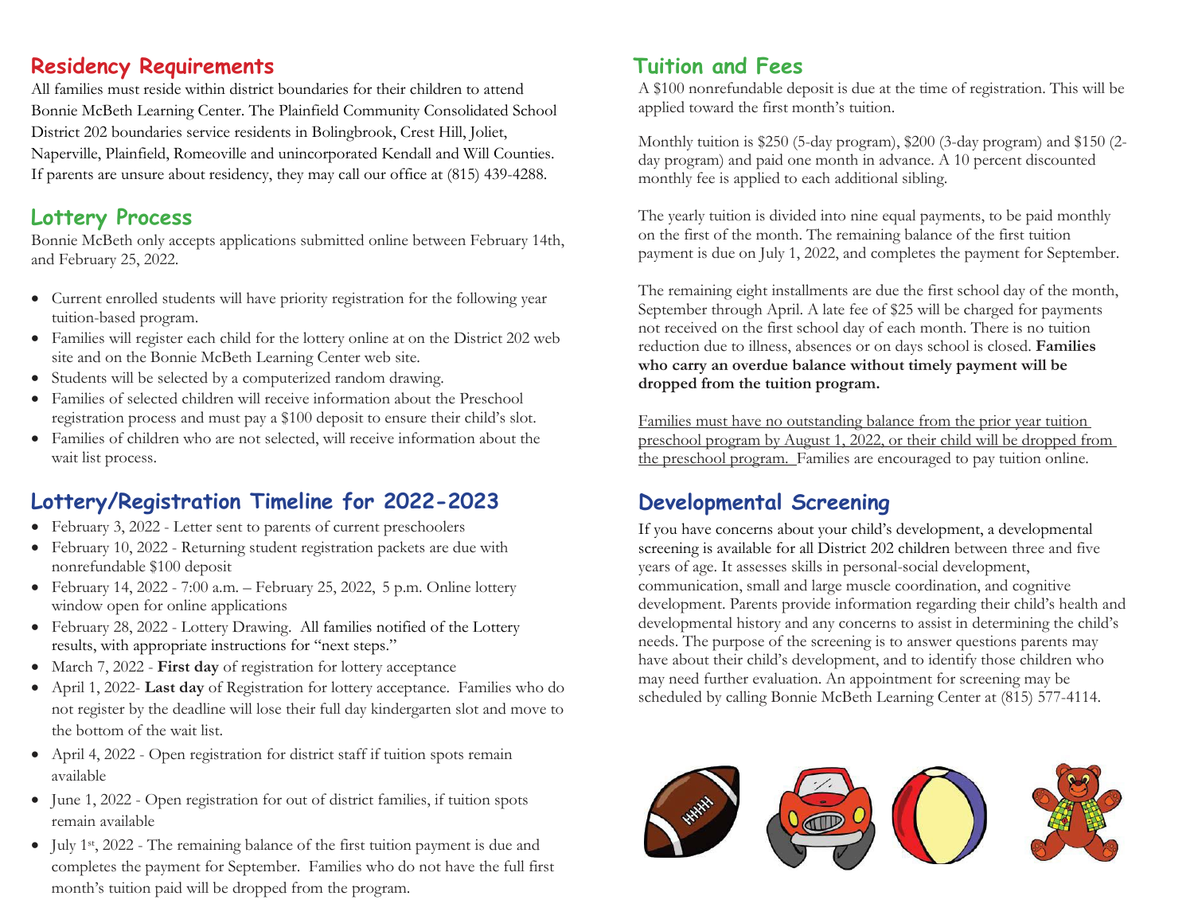## Residency Requirements

All families must reside within district boundaries for their children to attend Bonnie McBeth Learning Center. The Plainfield Community Consolidated School District 202 boundaries service residents in Bolingbrook, Crest Hill, Joliet, Naperville, Plainfield, Romeoville and unincorporated Kendall and Will Counties. If parents are unsure about residency, they may call our office at (815) 439-4288.

## Lottery Process

Bonnie McBeth only accepts applications submitted online between February 14th, and February 25, 2022.

- Current enrolled students will have priority registration for the following year tuition-based program.
- Families will register each child for the lottery online at on the District 202 web site and on the Bonnie McBeth Learning Center web site.
- Students will be selected by a computerized random drawing.
- Families of selected children will receive information about the Preschool registration process and must pay a $100 deposit to ensure their child's slot.
- Families of children who are not selected, will receive information about the wait list process.

## Lottery/Registration Timeline for 2022-2023

- February 3, 2022 - Letter sent to parents of current preschoolers
- February 10, 2022 - Returning student registration packets are due with nonrefundable $100 deposit
- February 14, 2022 - 7:00 a.m. – February 25, 2022, 5 p.m. Online lottery window open for online applications
- February 28, 2022 - Lottery Drawing. All families notified of the Lottery results, with appropriate instructions for "next steps."
- March 7, 2022 - **First day** of registration for lottery acceptance
- April 1, 2022- **Last day** of Registration for lottery acceptance. Families who do not register by the deadline will lose their full day kindergarten slot and move to the bottom of the wait list.
- April 4, 2022 - Open registration for district staff if tuition spots remain available
- June 1, 2022 - Open registration for out of district families, if tuition spots remain available
- July 1st, 2022 - The remaining balance of the first tuition payment is due and completes the payment for September. Families who do not have the full first month's tuition paid will be dropped from the program.

## Tuition and Fees

A $100 nonrefundable deposit is due at the time of registration. This will be applied toward the first month's tuition.

Monthly tuition is $250 (5-day program), $200 (3-day program) and $150 (2-day program) and paid one month in advance. A 10 percent discounted monthly fee is applied to each additional sibling.

The yearly tuition is divided into nine equal payments, to be paid monthly on the first of the month. The remaining balance of the first tuition payment is due on July 1, 2022, and completes the payment for September.

The remaining eight installments are due the first school day of the month, September through April. A late fee of $25 will be charged for payments not received on the first school day of each month. There is no tuition reduction due to illness, absences or on days school is closed. **Families who carry an overdue balance without timely payment will be dropped from the tuition program.**

Families must have no outstanding balance from the prior year tuition preschool program by August 1, 2022, or their child will be dropped from the preschool program. Families are encouraged to pay tuition online.

## Developmental Screening

If you have concerns about your child's development, a developmental screening is available for all District 202 children between three and five years of age. It assesses skills in personal-social development, communication, small and large muscle coordination, and cognitive development. Parents provide information regarding their child's health and developmental history and any concerns to assist in determining the child's needs. The purpose of the screening is to answer questions parents may have about their child's development, and to identify those children who may need further evaluation. An appointment for screening may be scheduled by calling Bonnie McBeth Learning Center at (815) 577-4114.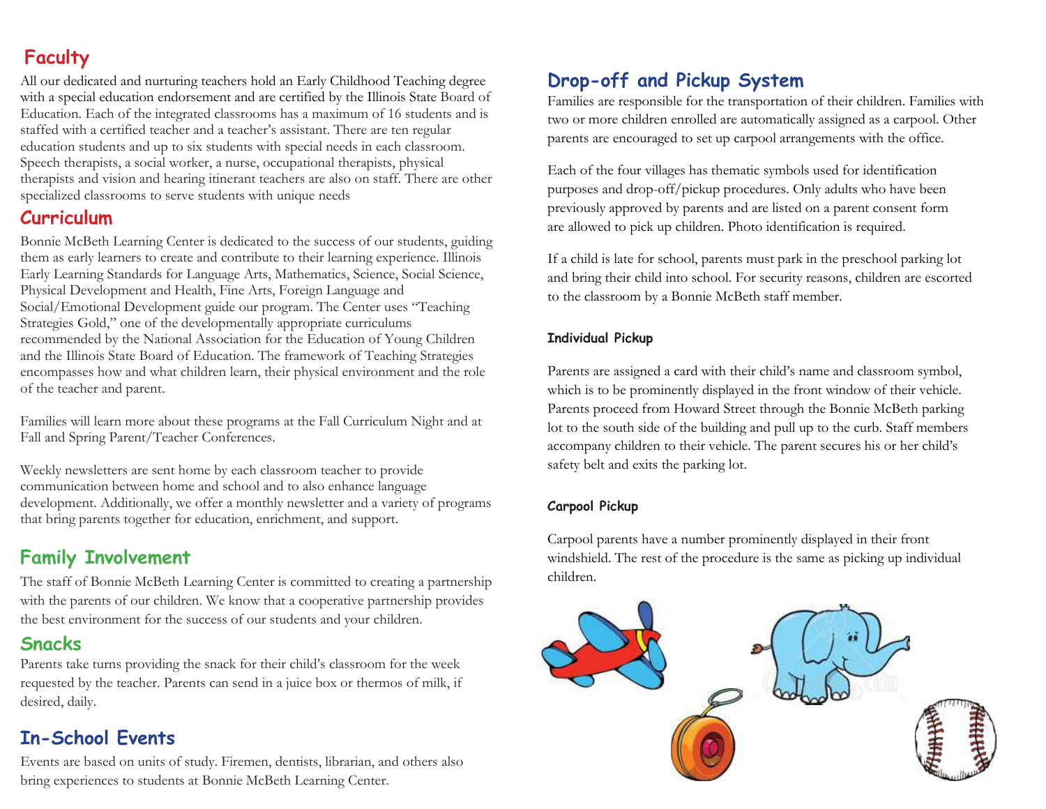## Faculty

All our dedicated and nurturing teachers hold an Early Childhood Teaching degree with a special education endorsement and are certified by the Illinois State Board of Education. Each of the integrated classrooms has a maximum of 16 students and is staffed with a certified teacher and a teacher's assistant. There are ten regular education students and up to six students with special needs in each classroom. Speech therapists, a social worker, a nurse, occupational therapists, physical therapists and vision and hearing itinerant teachers are also on staff. There are other specialized classrooms to serve students with unique needs

## Curriculum

Bonnie McBeth Learning Center is dedicated to the success of our students, guiding them as early learners to create and contribute to their learning experience. Illinois Early Learning Standards for Language Arts, Mathematics, Science, Social Science, Physical Development and Health, Fine Arts, Foreign Language and Social/Emotional Development guide our program. The Center uses "Teaching Strategies Gold," one of the developmentally appropriate curriculums recommended by the National Association for the Education of Young Children and the Illinois State Board of Education. The framework of Teaching Strategies encompasses how and what children learn, their physical environment and the role of the teacher and parent.

Families will learn more about these programs at the Fall Curriculum Night and at Fall and Spring Parent/Teacher Conferences.

Weekly newsletters are sent home by each classroom teacher to provide communication between home and school and to also enhance language development. Additionally, we offer a monthly newsletter and a variety of programs that bring parents together for education, enrichment, and support.

## Family Involvement

The staff of Bonnie McBeth Learning Center is committed to creating a partnership with the parents of our children. We know that a cooperative partnership provides the best environment for the success of our students and your children.

## Snacks

Parents take turns providing the snack for their child's classroom for the week requested by the teacher. Parents can send in a juice box or thermos of milk, if desired, daily.

## In-School Events

Events are based on units of study. Firemen, dentists, librarian, and others also bring experiences to students at Bonnie McBeth Learning Center.

## Drop-off and Pickup System

Families are responsible for the transportation of their children. Families with two or more children enrolled are automatically assigned as a carpool. Other parents are encouraged to set up carpool arrangements with the office.

Each of the four villages has thematic symbols used for identification purposes and drop-off/pickup procedures. Only adults who have been previously approved by parents and are listed on a parent consent form are allowed to pick up children. Photo identification is required.

If a child is late for school, parents must park in the preschool parking lot and bring their child into school. For security reasons, children are escorted to the classroom by a Bonnie McBeth staff member.

### Individual Pickup

Parents are assigned a card with their child's name and classroom symbol, which is to be prominently displayed in the front window of their vehicle. Parents proceed from Howard Street through the Bonnie McBeth parking lot to the south side of the building and pull up to the curb. Staff members accompany children to their vehicle. The parent secures his or her child's safety belt and exits the parking lot.

### Carpool Pickup

Carpool parents have a number prominently displayed in their front windshield. The rest of the procedure is the same as picking up individual children.